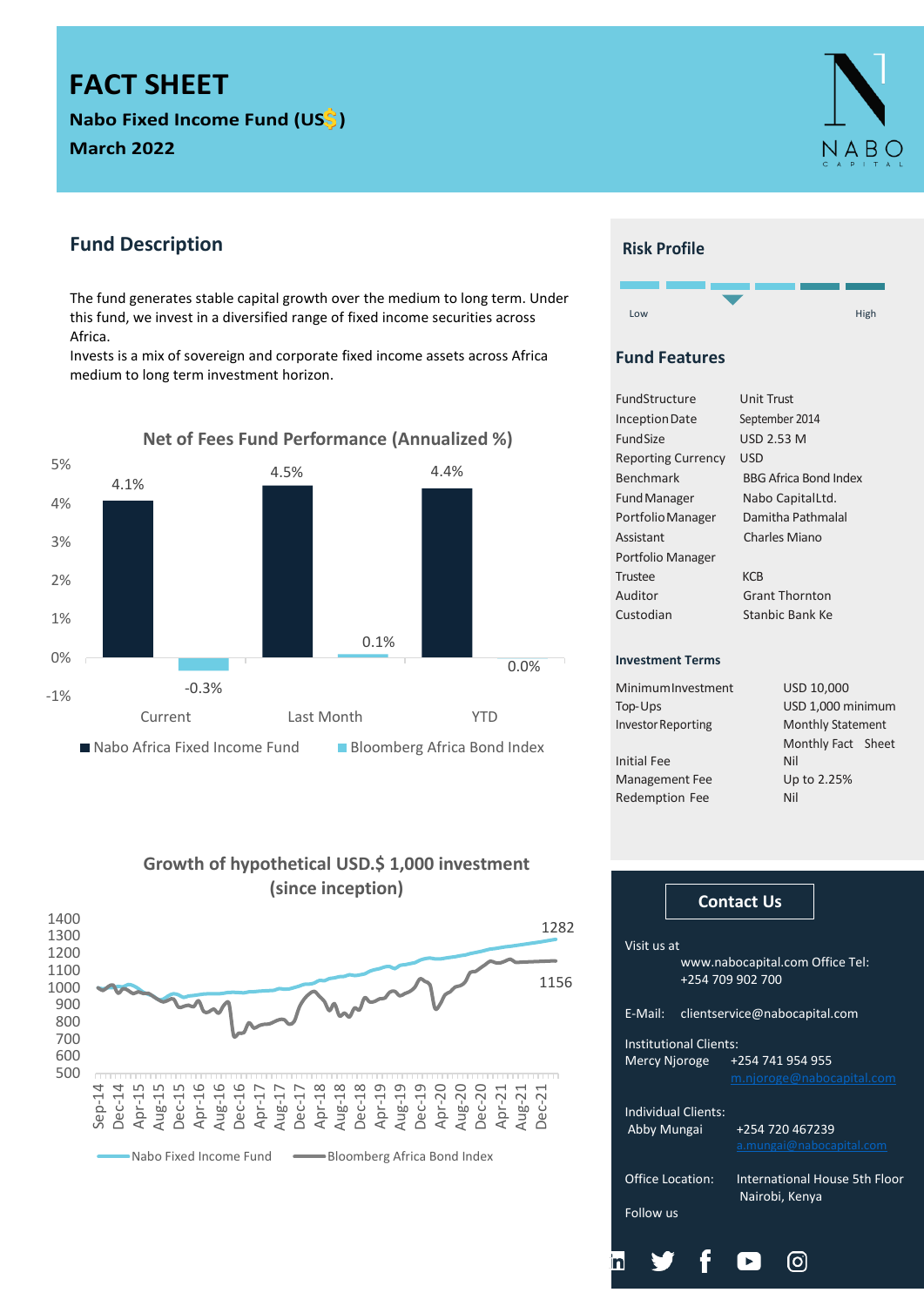# FACT SHEET

**Nabo Fixed Income Fund (US$)**

**March 2022**

## Fund Description

The fund generates stable capital growth over the medium to long term. Under this fund, we invest in a diversified range of fixed income securities across Africa.

Invests is a mix of sovereign and corporate fixed income assets across Africa medium to long term investment horizon.

### Net of Fees Fund Performance (Annualized %)

| | Nabo Africa Fixed Income Fund | Bloomberg Africa Bond Index |
|---|---|---|
| Current | 4.1% | -0.3% |
| Last Month | 4.5% | 0.1% |
| YTD | 4.4% | 0.0% |

### Growth of hypothetical USD.$ 1,000 investment (since inception)

| | Value |
|---|---|
| Nabo Fixed Income Fund | 1282 |
| Bloomberg Africa Bond Index | 1156 |

## Risk Profile

Low — High

## Fund Features

| | |
|---|---|
| Fund Structure | Unit Trust |
| Inception Date | September 2014 |
| Fund Size | USD 2.53 M |
| Reporting Currency | USD |
| Benchmark | BBG Africa Bond Index |
| Fund Manager | Nabo Capital Ltd. |
| Portfolio Manager | Damitha Pathmalal |
| Assistant Portfolio Manager | Charles Miano |
| Trustee | KCB |
| Auditor | Grant Thornton |
| Custodian | Stanbic Bank Ke |

### Investment Terms

| | |
|---|---|
| Minimum Investment | USD 10,000 |
| Top-Ups | USD 1,000 minimum |
| Investor Reporting | Monthly Statement<br>Monthly Fact Sheet |
| Initial Fee | Nil |
| Management Fee | Up to 2.25% |
| Redemption Fee | Nil |

## Contact Us

Visit us at www.nabocapital.com Office Tel: +254 709 902 700

E-Mail: clientservice@nabocapital.com

Institutional Clients:
Mercy Njoroge +254 741 954 955
m.njoroge@nabocapital.com

Individual Clients:
Abby Mungai +254 720 467239
a.mungai@nabocapital.com

Office Location: International House 5th Floor Nairobi, Kenya

Follow us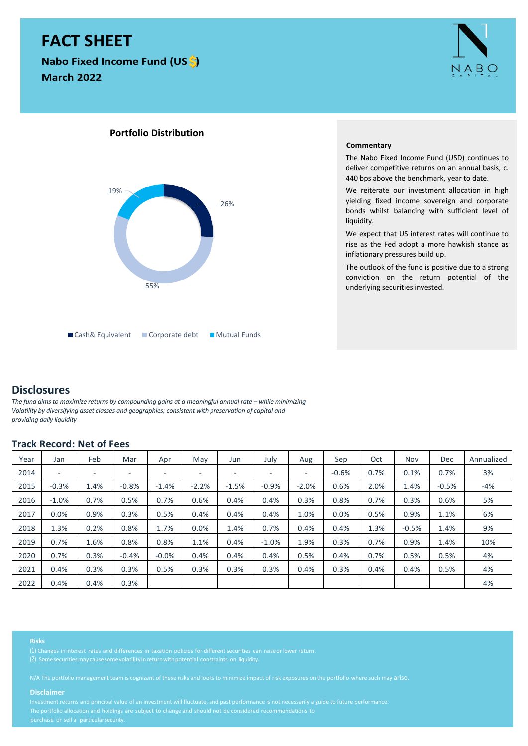# FACT SHEET

**Nabo Fixed Income Fund (US$)**

**March 2022**

NABO CAPITAL

## Portfolio Distribution

19%

26%

55%

Cash& Equivalent  Corporate debt  Mutual Funds

**Commentary**

The Nabo Fixed Income Fund (USD) continues to deliver competitive returns on an annual basis, c. 440 bps above the benchmark, year to date.

We reiterate our investment allocation in high yielding fixed income sovereign and corporate bonds whilst balancing with sufficient level of liquidity.

We expect that US interest rates will continue to rise as the Fed adopt a more hawkish stance as inflationary pressures build up.

The outlook of the fund is positive due to a strong conviction on the return potential of the underlying securities invested.

## Disclosures

*The fund aims to maximize returns by compounding gains at a meaningful annual rate – while minimizing Volatility by diversifying asset classes and geographies; consistent with preservation of capital and providing daily liquidity*

## Track Record: Net of Fees

| Year | Jan | Feb | Mar | Apr | May | Jun | July | Aug | Sep | Oct | Nov | Dec | Annualized |
|---|---|---|---|---|---|---|---|---|---|---|---|---|---|
| 2014 | - | - | - | - | - | - | - | - | -0.6% | 0.7% | 0.1% | 0.7% | 3% |
| 2015 | -0.3% | 1.4% | -0.8% | -1.4% | -2.2% | -1.5% | -0.9% | -2.0% | 0.6% | 2.0% | 1.4% | -0.5% | -4% |
| 2016 | -1.0% | 0.7% | 0.5% | 0.7% | 0.6% | 0.4% | 0.4% | 0.3% | 0.8% | 0.7% | 0.3% | 0.6% | 5% |
| 2017 | 0.0% | 0.9% | 0.3% | 0.5% | 0.4% | 0.4% | 0.4% | 1.0% | 0.0% | 0.5% | 0.9% | 1.1% | 6% |
| 2018 | 1.3% | 0.2% | 0.8% | 1.7% | 0.0% | 1.4% | 0.7% | 0.4% | 0.4% | 1.3% | -0.5% | 1.4% | 9% |
| 2019 | 0.7% | 1.6% | 0.8% | 0.8% | 1.1% | 0.4% | -1.0% | 1.9% | 0.3% | 0.7% | 0.9% | 1.4% | 10% |
| 2020 | 0.7% | 0.3% | -0.4% | -0.0% | 0.4% | 0.4% | 0.4% | 0.5% | 0.4% | 0.7% | 0.5% | 0.5% | 4% |
| 2021 | 0.4% | 0.3% | 0.3% | 0.5% | 0.3% | 0.3% | 0.3% | 0.4% | 0.3% | 0.4% | 0.4% | 0.5% | 4% |
| 2022 | 0.4% | 0.4% | 0.3% | | | | | | | | | | 4% |

**Risks**

(1) Changes in interest rates and differences in taxation policies for different securities can raise or lower return.
(2) Some securities may cause some volatility in return with potential constraints on liquidity.

N/A The portfolio management team is cognizant of these risks and looks to minimize impact of risk exposures on the portfolio where such may arise.

**Disclaimer**

Investment returns and principal value of an investment will fluctuate, and past performance is not necessarily a guide to future performance.
The portfolio allocation and holdings are subject to change and should not be considered recommendations to purchase or sell a particular security.